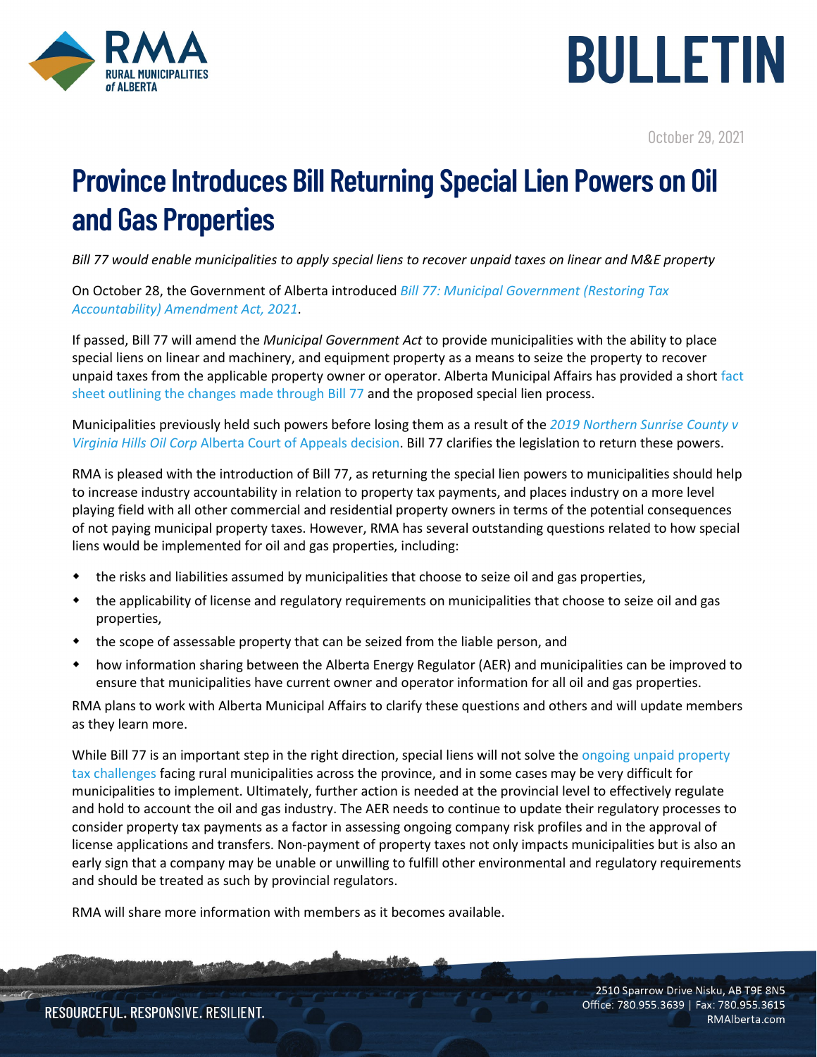# BULLETIN

October 29, 2021

# Province Introduces Bill Returning Special Lien Powers on Oil and Gas Properties

*Bill 77 would enable municipalities to apply special liens to recover unpaid taxes on linear and M&E property*

On October 28, the Government of Alberta introduced *Bill 77: Municipal Government (Restoring Tax Accountability) Amendment Act, 2021*.

If passed, Bill 77 will amend the *Municipal Government Act* to provide municipalities with the ability to place special liens on linear and machinery, and equipment property as a means to seize the property to recover unpaid taxes from the applicable property owner or operator. Alberta Municipal Affairs has provided a short fact sheet outlining the changes made through Bill 77 and the proposed special lien process.

Municipalities previously held such powers before losing them as a result of the *2019 Northern Sunrise County v Virginia Hills Oil Corp* Alberta Court of Appeals decision. Bill 77 clarifies the legislation to return these powers.

RMA is pleased with the introduction of Bill 77, as returning the special lien powers to municipalities should help to increase industry accountability in relation to property tax payments, and places industry on a more level playing field with all other commercial and residential property owners in terms of the potential consequences of not paying municipal property taxes. However, RMA has several outstanding questions related to how special liens would be implemented for oil and gas properties, including:

- the risks and liabilities assumed by municipalities that choose to seize oil and gas properties,
- the applicability of license and regulatory requirements on municipalities that choose to seize oil and gas properties,
- the scope of assessable property that can be seized from the liable person, and
- how information sharing between the Alberta Energy Regulator (AER) and municipalities can be improved to ensure that municipalities have current owner and operator information for all oil and gas properties.

RMA plans to work with Alberta Municipal Affairs to clarify these questions and others and will update members as they learn more.

While Bill 77 is an important step in the right direction, special liens will not solve the ongoing unpaid property tax challenges facing rural municipalities across the province, and in some cases may be very difficult for municipalities to implement. Ultimately, further action is needed at the provincial level to effectively regulate and hold to account the oil and gas industry. The AER needs to continue to update their regulatory processes to consider property tax payments as a factor in assessing ongoing company risk profiles and in the approval of license applications and transfers. Non-payment of property taxes not only impacts municipalities but is also an early sign that a company may be unable or unwilling to fulfill other environmental and regulatory requirements and should be treated as such by provincial regulators.

RMA will share more information with members as it becomes available.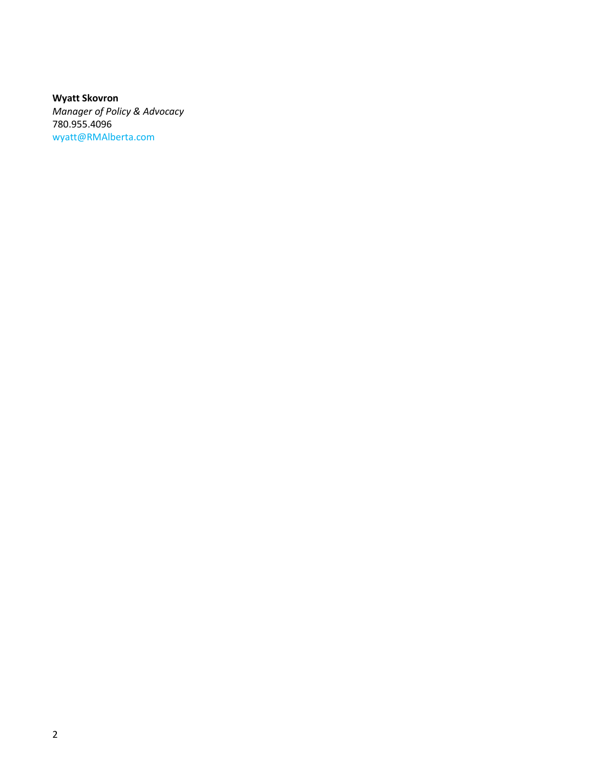**Wyatt Skovron**
*Manager of Policy & Advocacy*
780.955.4096
wyatt@RMAlberta.com